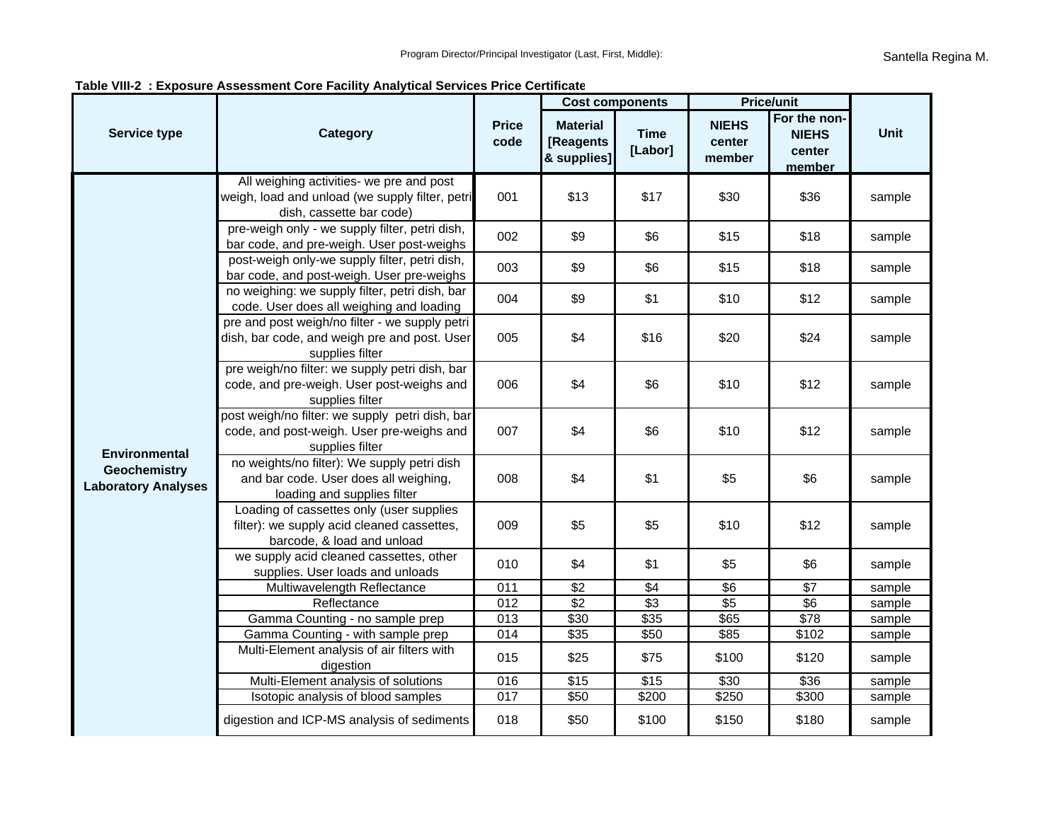**Table VIII-2 : Exposure Assessment Core Facility Analytical Services Price Certificate**

| Service type | Category | Price code | Cost components | | Price/unit | | Unit |
|---|---|---|---|---|---|---|---|
| | | | Material [Reagents & supplies] | Time [Labor] | NIEHS center member | For the non-NIEHS center member | |
| Environmental Geochemistry Laboratory Analyses | All weighing activities- we pre and post weigh, load and unload (we supply filter, petri dish, cassette bar code) | 001 | $13 | $17 | $30 | $36 | sample |
| | pre-weigh only - we supply filter, petri dish, bar code, and pre-weigh. User post-weighs | 002 | $9 | $6 | $15 | $18 | sample |
| | post-weigh only-we supply filter, petri dish, bar code, and post-weigh. User pre-weighs | 003 | $9 | $6 | $15 | $18 | sample |
| | no weighing: we supply filter, petri dish, bar code. User does all weighing and loading | 004 | $9 | $1 | $10 | $12 | sample |
| | pre and post weigh/no filter - we supply petri dish, bar code, and weigh pre and post. User supplies filter | 005 | $4 | $16 | $20 | $24 | sample |
| | pre weigh/no filter: we supply petri dish, bar code, and pre-weigh. User post-weighs and supplies filter | 006 | $4 | $6 | $10 | $12 | sample |
| | post weigh/no filter: we supply petri dish, bar code, and post-weigh. User pre-weighs and supplies filter | 007 | $4 | $6 | $10 | $12 | sample |
| | no weights/no filter): We supply petri dish and bar code. User does all weighing, loading and supplies filter | 008 | $4 | $1 | $5 | $6 | sample |
| | Loading of cassettes only (user supplies filter): we supply acid cleaned cassettes, barcode, & load and unload | 009 | $5 | $5 | $10 | $12 | sample |
| | we supply acid cleaned cassettes, other supplies. User loads and unloads | 010 | $4 | $1 | $5 | $6 | sample |
| | Multiwavelength Reflectance | 011 | $2 | $4 | $6 | $7 | sample |
| | Reflectance | 012 | $2 | $3 | $5 | $6 | sample |
| | Gamma Counting - no sample prep | 013 | $30 | $35 | $65 | $78 | sample |
| | Gamma Counting - with sample prep | 014 | $35 | $50 | $85 | $102 | sample |
| | Multi-Element analysis of air filters with digestion | 015 | $25 | $75 | $100 | $120 | sample |
| | Multi-Element analysis of solutions | 016 | $15 | $15 | $30 | $36 | sample |
| | Isotopic analysis of blood samples | 017 | $50 | $200 | $250 | $300 | sample |
| | digestion and ICP-MS analysis of sediments | 018 | $50 | $100 | $150 | $180 | sample |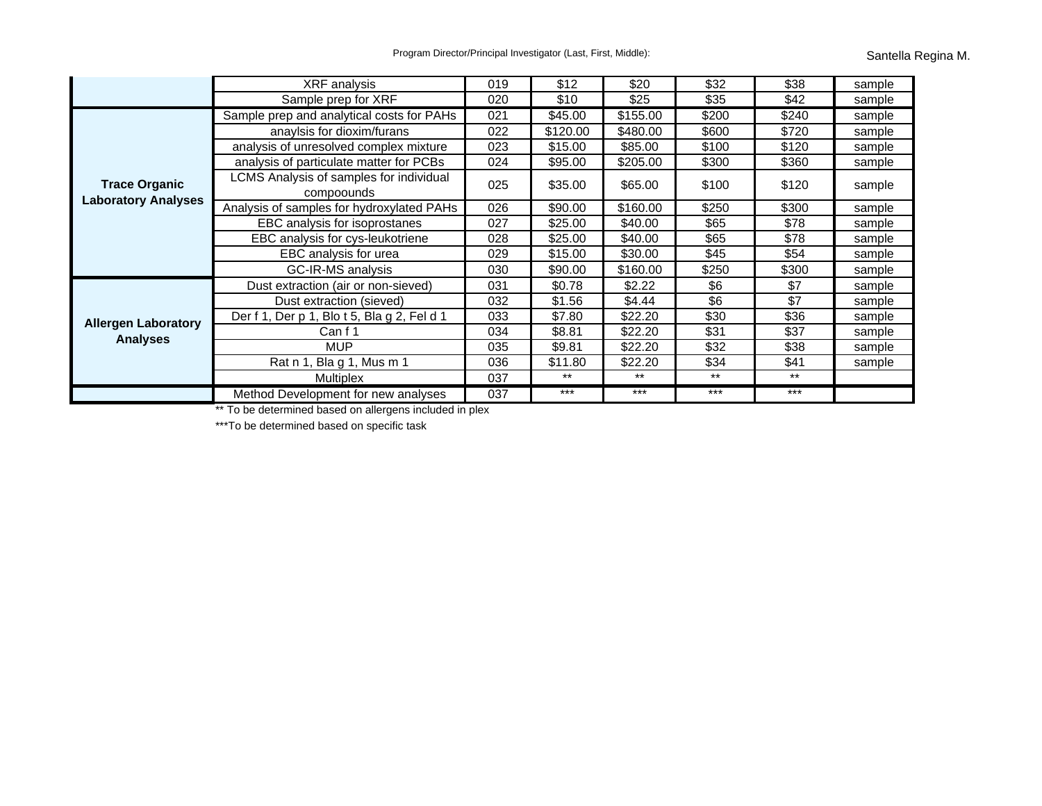| | | | | | | | |
|---|---|---|---|---|---|---|---|
| | XRF analysis | 019 | $12 | $20 | $32 | $38 | sample |
| | Sample prep for XRF | 020 | $10 | $25 | $35 | $42 | sample |
| **Trace Organic Laboratory Analyses** | Sample prep and analytical costs for PAHs | 021 | $45.00 | $155.00 | $200 | $240 | sample |
| | anaylsis for dioxim/furans | 022 | $120.00 | $480.00 | $600 | $720 | sample |
| | analysis of unresolved complex mixture | 023 | $15.00 | $85.00 | $100 | $120 | sample |
| | analysis of particulate matter for PCBs | 024 | $95.00 | $205.00 | $300 | $360 | sample |
| | LCMS Analysis of samples for individual compoounds | 025 | $35.00 | $65.00 | $100 | $120 | sample |
| | Analysis of samples for hydroxylated PAHs | 026 | $90.00 | $160.00 | $250 | $300 | sample |
| | EBC analysis for isoprostanes | 027 | $25.00 | $40.00 | $65 | $78 | sample |
| | EBC analysis for cys-leukotriene | 028 | $25.00 | $40.00 | $65 | $78 | sample |
| | EBC analysis for urea | 029 | $15.00 | $30.00 | $45 | $54 | sample |
| | GC-IR-MS analysis | 030 | $90.00 | $160.00 | $250 | $300 | sample |
| **Allergen Laboratory Analyses** | Dust extraction (air or non-sieved) | 031 | $0.78 | $2.22 | $6 | $7 | sample |
| | Dust extraction (sieved) | 032 | $1.56 | $4.44 | $6 | $7 | sample |
| | Der f 1, Der p 1, Blo t 5, Bla g 2, Fel d 1 | 033 | $7.80 | $22.20 | $30 | $36 | sample |
| | Can f 1 | 034 | $8.81 | $22.20 | $31 | $37 | sample |
| | MUP | 035 | $9.81 | $22.20 | $32 | $38 | sample |
| | Rat n 1, Bla g 1, Mus m 1 | 036 | $11.80 | $22.20 | $34 | $41 | sample |
| | Multiplex | 037 | ** | ** | ** | ** | |
| | Method Development for new analyses | 037 | *** | *** | *** | *** | |

** To be determined based on allergens included in plex

***To be determined based on specific task